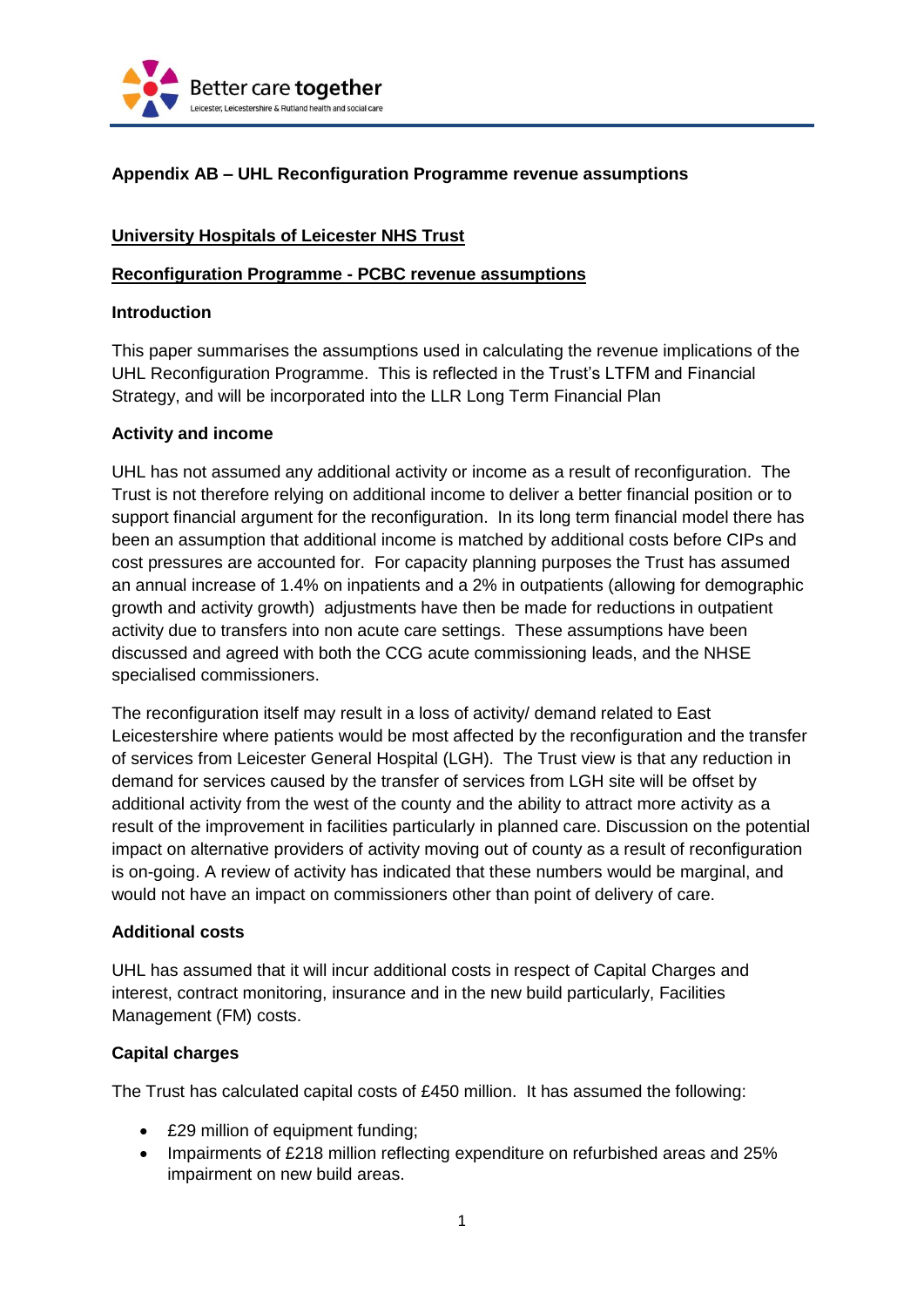## Appendix AB – UHL Reconfiguration Programme revenue assumptions

**University Hospitals of Leicester NHS Trust**

**Reconfiguration Programme - PCBC revenue assumptions**

### Introduction

This paper summarises the assumptions used in calculating the revenue implications of the UHL Reconfiguration Programme. This is reflected in the Trust's LTFM and Financial Strategy, and will be incorporated into the LLR Long Term Financial Plan

### Activity and income

UHL has not assumed any additional activity or income as a result of reconfiguration. The Trust is not therefore relying on additional income to deliver a better financial position or to support financial argument for the reconfiguration. In its long term financial model there has been an assumption that additional income is matched by additional costs before CIPs and cost pressures are accounted for. For capacity planning purposes the Trust has assumed an annual increase of 1.4% on inpatients and a 2% in outpatients (allowing for demographic growth and activity growth) adjustments have then be made for reductions in outpatient activity due to transfers into non acute care settings. These assumptions have been discussed and agreed with both the CCG acute commissioning leads, and the NHSE specialised commissioners.

The reconfiguration itself may result in a loss of activity/ demand related to East Leicestershire where patients would be most affected by the reconfiguration and the transfer of services from Leicester General Hospital (LGH). The Trust view is that any reduction in demand for services caused by the transfer of services from LGH site will be offset by additional activity from the west of the county and the ability to attract more activity as a result of the improvement in facilities particularly in planned care. Discussion on the potential impact on alternative providers of activity moving out of county as a result of reconfiguration is on-going. A review of activity has indicated that these numbers would be marginal, and would not have an impact on commissioners other than point of delivery of care.

### Additional costs

UHL has assumed that it will incur additional costs in respect of Capital Charges and interest, contract monitoring, insurance and in the new build particularly, Facilities Management (FM) costs.

### Capital charges

The Trust has calculated capital costs of £450 million. It has assumed the following:

- £29 million of equipment funding;
- Impairments of £218 million reflecting expenditure on refurbished areas and 25% impairment on new build areas.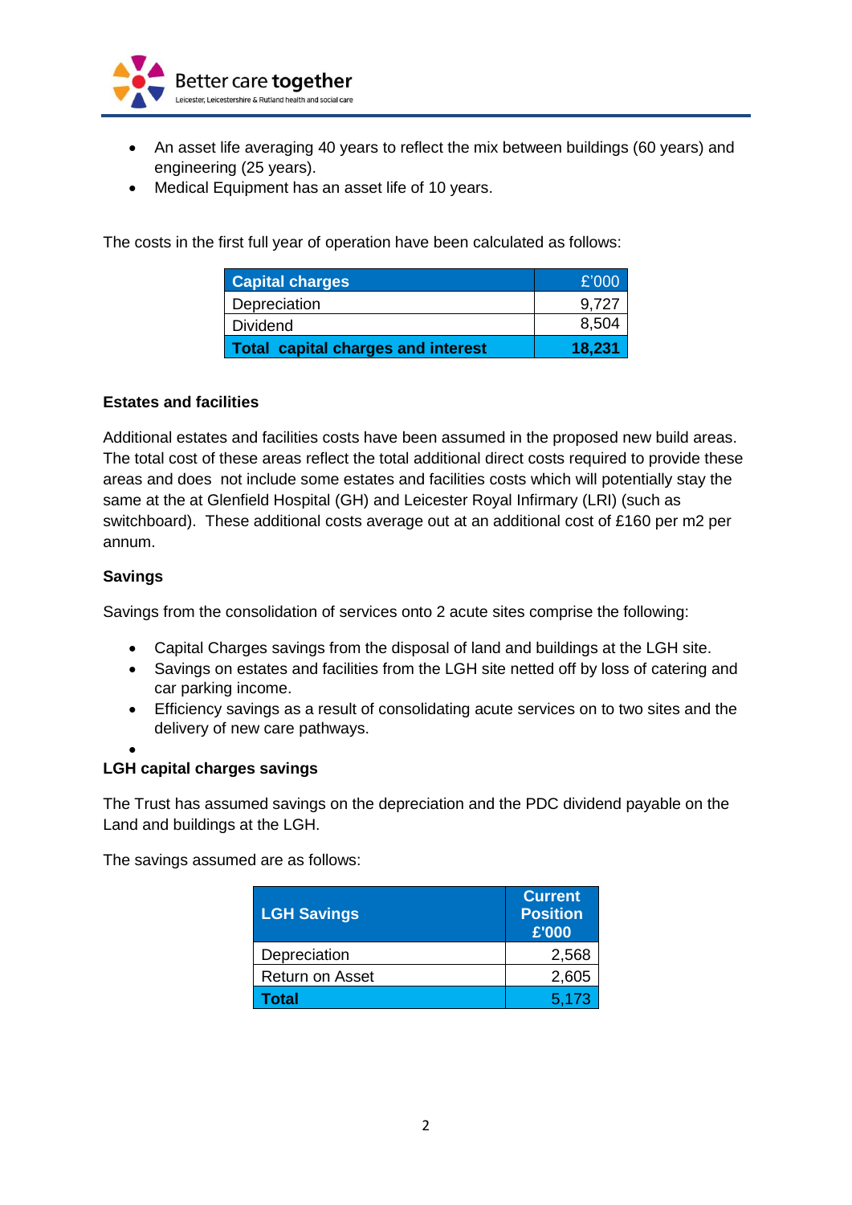- An asset life averaging 40 years to reflect the mix between buildings (60 years) and engineering (25 years).
- Medical Equipment has an asset life of 10 years.

The costs in the first full year of operation have been calculated as follows:

| Capital charges | £'000 |
|---|---|
| Depreciation | 9,727 |
| Dividend | 8,504 |
| **Total capital charges and interest** | **18,231** |

**Estates and facilities**

Additional estates and facilities costs have been assumed in the proposed new build areas. The total cost of these areas reflect the total additional direct costs required to provide these areas and does not include some estates and facilities costs which will potentially stay the same at the at Glenfield Hospital (GH) and Leicester Royal Infirmary (LRI) (such as switchboard). These additional costs average out at an additional cost of £160 per m2 per annum.

**Savings**

Savings from the consolidation of services onto 2 acute sites comprise the following:

- Capital Charges savings from the disposal of land and buildings at the LGH site.
- Savings on estates and facilities from the LGH site netted off by loss of catering and car parking income.
- Efficiency savings as a result of consolidating acute services on to two sites and the delivery of new care pathways.

**LGH capital charges savings**

The Trust has assumed savings on the depreciation and the PDC dividend payable on the Land and buildings at the LGH.

The savings assumed are as follows:

| LGH Savings | Current Position £'000 |
|---|---|
| Depreciation | 2,568 |
| Return on Asset | 2,605 |
| **Total** | 5,173 |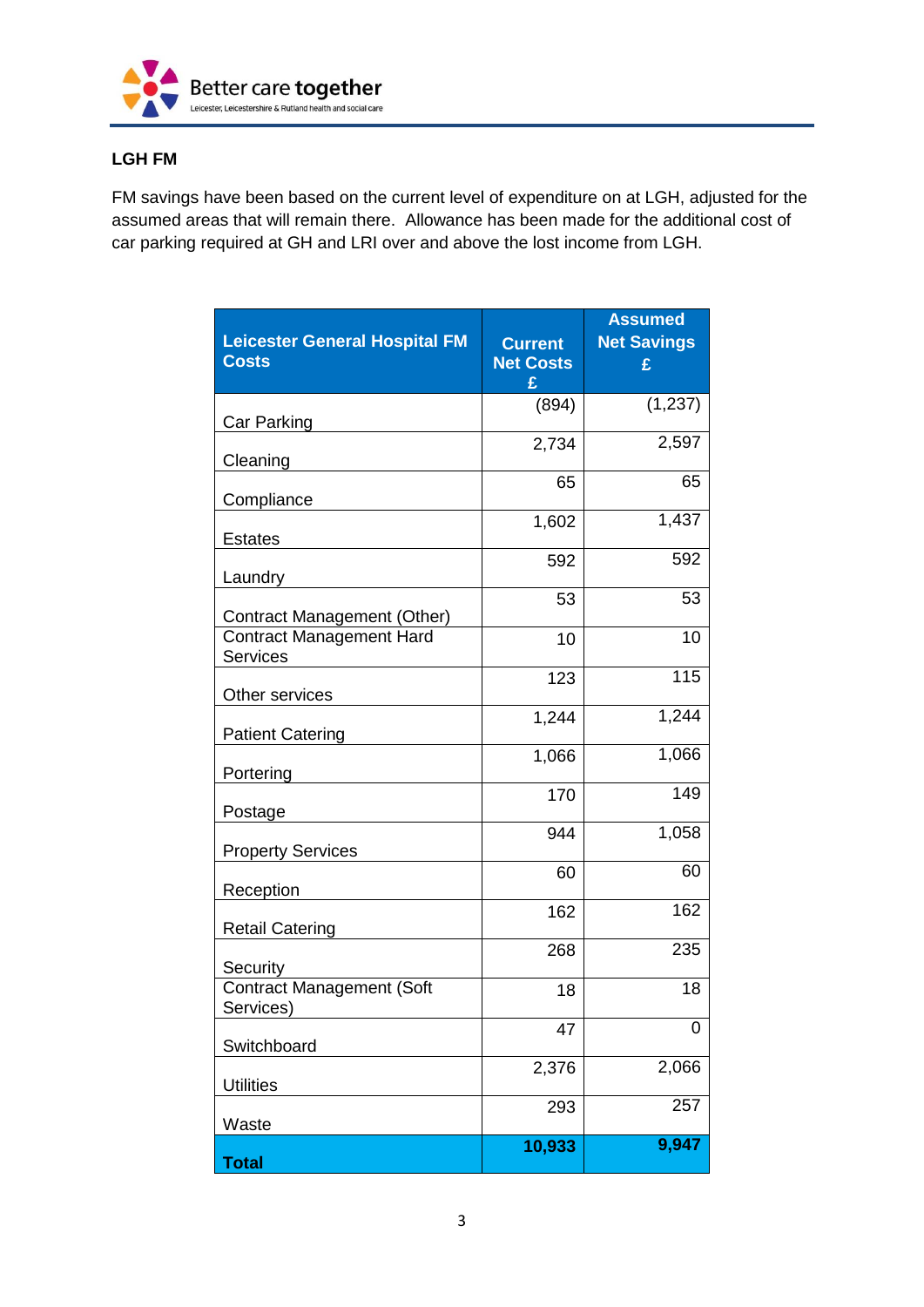## LGH FM

FM savings have been based on the current level of expenditure on at LGH, adjusted for the assumed areas that will remain there. Allowance has been made for the additional cost of car parking required at GH and LRI over and above the lost income from LGH.

| Leicester General Hospital FM Costs | Current Net Costs £ | Assumed Net Savings £ |
|---|---|---|
| Car Parking | (894) | (1,237) |
| Cleaning | 2,734 | 2,597 |
| Compliance | 65 | 65 |
| Estates | 1,602 | 1,437 |
| Laundry | 592 | 592 |
| Contract Management (Other) | 53 | 53 |
| Contract Management Hard Services | 10 | 10 |
| Other services | 123 | 115 |
| Patient Catering | 1,244 | 1,244 |
| Portering | 1,066 | 1,066 |
| Postage | 170 | 149 |
| Property Services | 944 | 1,058 |
| Reception | 60 | 60 |
| Retail Catering | 162 | 162 |
| Security | 268 | 235 |
| Contract Management (Soft Services) | 18 | 18 |
| Switchboard | 47 | 0 |
| Utilities | 2,376 | 2,066 |
| Waste | 293 | 257 |
| **Total** | **10,933** | **9,947** |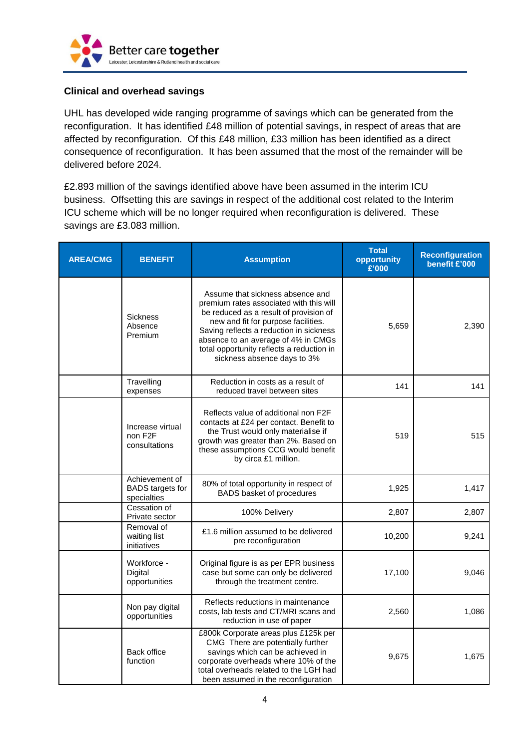### Clinical and overhead savings

UHL has developed wide ranging programme of savings which can be generated from the reconfiguration. It has identified £48 million of potential savings, in respect of areas that are affected by reconfiguration. Of this £48 million, £33 million has been identified as a direct consequence of reconfiguration. It has been assumed that the most of the remainder will be delivered before 2024.

£2.893 million of the savings identified above have been assumed in the interim ICU business. Offsetting this are savings in respect of the additional cost related to the Interim ICU scheme which will be no longer required when reconfiguration is delivered. These savings are £3.083 million.

| AREA/CMG | BENEFIT | Assumption | Total opportunity £'000 | Reconfiguration benefit £'000 |
|---|---|---|---|---|
| | Sickness Absence Premium | Assume that sickness absence and premium rates associated with this will be reduced as a result of provision of new and fit for purpose facilities. Saving reflects a reduction in sickness absence to an average of 4% in CMGs total opportunity reflects a reduction in sickness absence days to 3% | 5,659 | 2,390 |
| | Travelling expenses | Reduction in costs as a result of reduced travel between sites | 141 | 141 |
| | Increase virtual non F2F consultations | Reflects value of additional non F2F contacts at £24 per contact. Benefit to the Trust would only materialise if growth was greater than 2%. Based on these assumptions CCG would benefit by circa £1 million. | 519 | 515 |
| | Achievement of BADS targets for specialties | 80% of total opportunity in respect of BADS basket of procedures | 1,925 | 1,417 |
| | Cessation of Private sector | 100% Delivery | 2,807 | 2,807 |
| | Removal of waiting list initiatives | £1.6 million assumed to be delivered pre reconfiguration | 10,200 | 9,241 |
| | Workforce - Digital opportunities | Original figure is as per EPR business case but some can only be delivered through the treatment centre. | 17,100 | 9,046 |
| | Non pay digital opportunities | Reflects reductions in maintenance costs, lab tests and CT/MRI scans and reduction in use of paper | 2,560 | 1,086 |
| | Back office function | £800k Corporate areas plus £125k per CMG There are potentially further savings which can be achieved in corporate overheads where 10% of the total overheads related to the LGH had been assumed in the reconfiguration | 9,675 | 1,675 |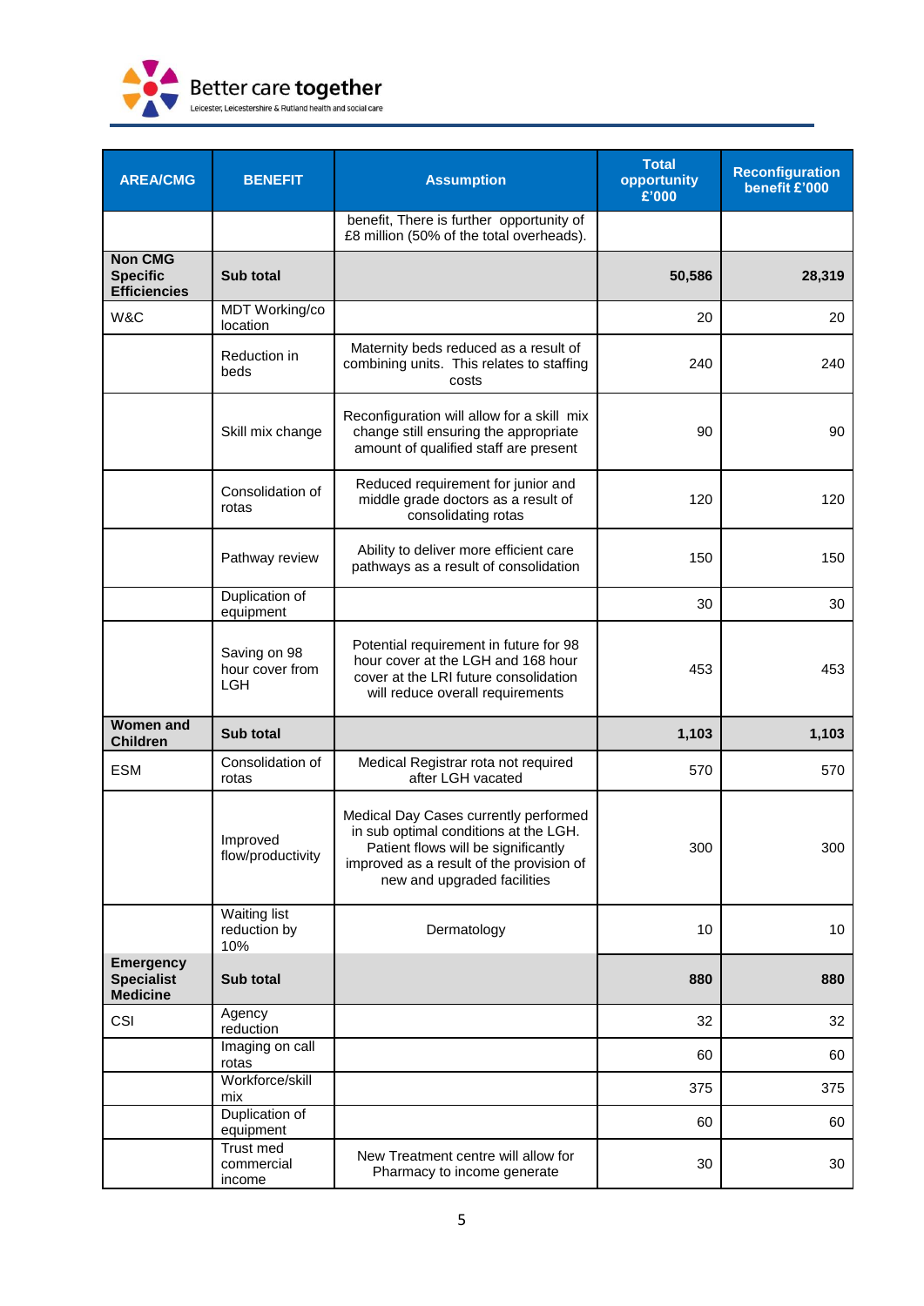| AREA/CMG | BENEFIT | Assumption | Total opportunity £'000 | Reconfiguration benefit £'000 |
|---|---|---|---|---|
| | | benefit, There is further opportunity of £8 million (50% of the total overheads). | | |
| **Non CMG Specific Efficiencies** | **Sub total** | | **50,586** | **28,319** |
| W&C | MDT Working/co location | | 20 | 20 |
| | Reduction in beds | Maternity beds reduced as a result of combining units. This relates to staffing costs | 240 | 240 |
| | Skill mix change | Reconfiguration will allow for a skill mix change still ensuring the appropriate amount of qualified staff are present | 90 | 90 |
| | Consolidation of rotas | Reduced requirement for junior and middle grade doctors as a result of consolidating rotas | 120 | 120 |
| | Pathway review | Ability to deliver more efficient care pathways as a result of consolidation | 150 | 150 |
| | Duplication of equipment | | 30 | 30 |
| | Saving on 98 hour cover from LGH | Potential requirement in future for 98 hour cover at the LGH and 168 hour cover at the LRI future consolidation will reduce overall requirements | 453 | 453 |
| **Women and Children** | **Sub total** | | **1,103** | **1,103** |
| ESM | Consolidation of rotas | Medical Registrar rota not required after LGH vacated | 570 | 570 |
| | Improved flow/productivity | Medical Day Cases currently performed in sub optimal conditions at the LGH. Patient flows will be significantly improved as a result of the provision of new and upgraded facilities | 300 | 300 |
| | Waiting list reduction by 10% | Dermatology | 10 | 10 |
| **Emergency Specialist Medicine** | **Sub total** | | **880** | **880** |
| CSI | Agency reduction | | 32 | 32 |
| | Imaging on call rotas | | 60 | 60 |
| | Workforce/skill mix | | 375 | 375 |
| | Duplication of equipment | | 60 | 60 |
| | Trust med commercial income | New Treatment centre will allow for Pharmacy to income generate | 30 | 30 |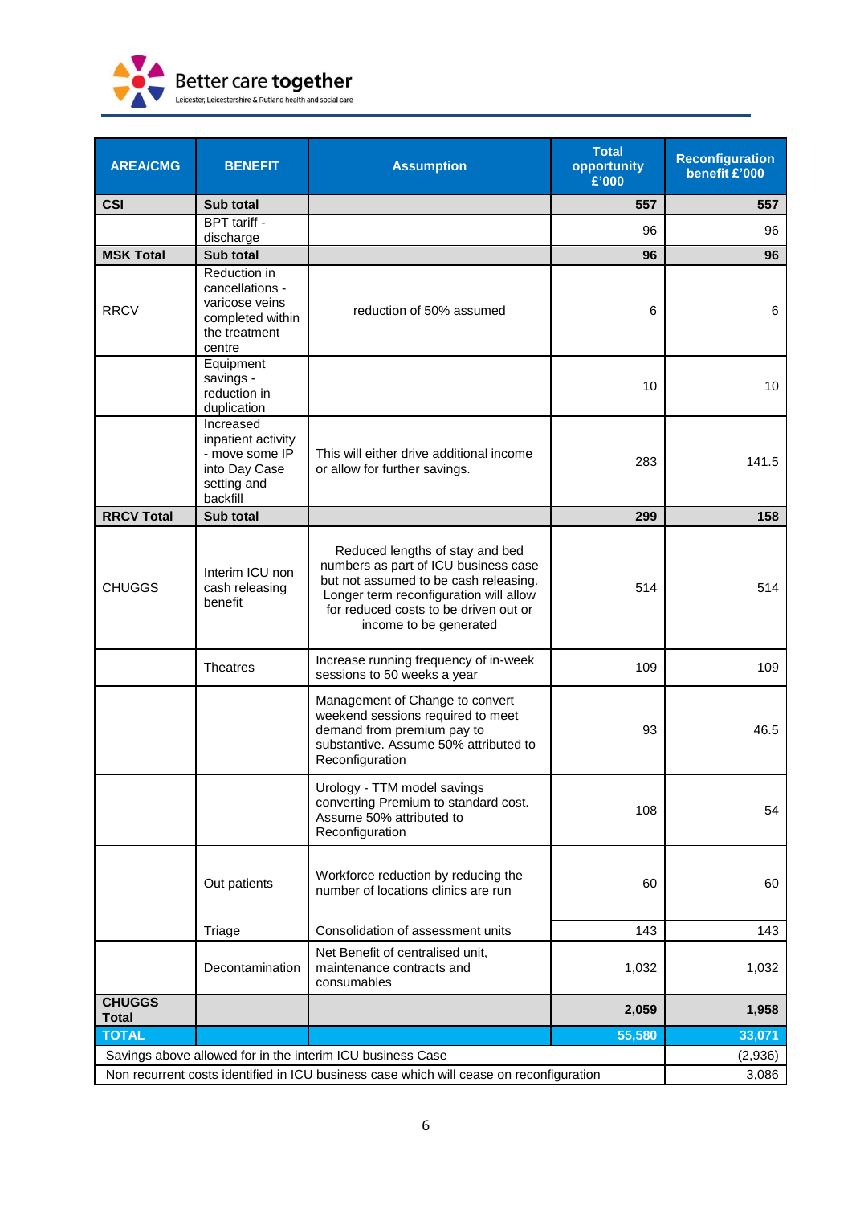| AREA/CMG | BENEFIT | Assumption | Total opportunity £'000 | Reconfiguration benefit £'000 |
|---|---|---|---|---|
| **CSI** | **Sub total** | | **557** | **557** |
| | BPT tariff - discharge | | 96 | 96 |
| **MSK Total** | **Sub total** | | **96** | **96** |
| RRCV | Reduction in cancellations - varicose veins completed within the treatment centre | reduction of 50% assumed | 6 | 6 |
| | Equipment savings - reduction in duplication | | 10 | 10 |
| | Increased inpatient activity - move some IP into Day Case setting and backfill | This will either drive additional income or allow for further savings. | 283 | 141.5 |
| **RRCV Total** | **Sub total** | | **299** | **158** |
| CHUGGS | Interim ICU non cash releasing benefit | Reduced lengths of stay and bed numbers as part of ICU business case but not assumed to be cash releasing. Longer term reconfiguration will allow for reduced costs to be driven out or income to be generated | 514 | 514 |
| | Theatres | Increase running frequency of in-week sessions to 50 weeks a year | 109 | 109 |
| | | Management of Change to convert weekend sessions required to meet demand from premium pay to substantive. Assume 50% attributed to Reconfiguration | 93 | 46.5 |
| | | Urology - TTM model savings converting Premium to standard cost. Assume 50% attributed to Reconfiguration | 108 | 54 |
| | Out patients | Workforce reduction by reducing the number of locations clinics are run | 60 | 60 |
| | Triage | Consolidation of assessment units | 143 | 143 |
| | Decontamination | Net Benefit of centralised unit, maintenance contracts and consumables | 1,032 | 1,032 |
| **CHUGGS Total** | | | **2,059** | **1,958** |
| **TOTAL** | | | **55,580** | **33,071** |
| Savings above allowed for in the interim ICU business Case | | | | (2,936) |
| Non recurrent costs identified in ICU business case which will cease on reconfiguration | | | | 3,086 |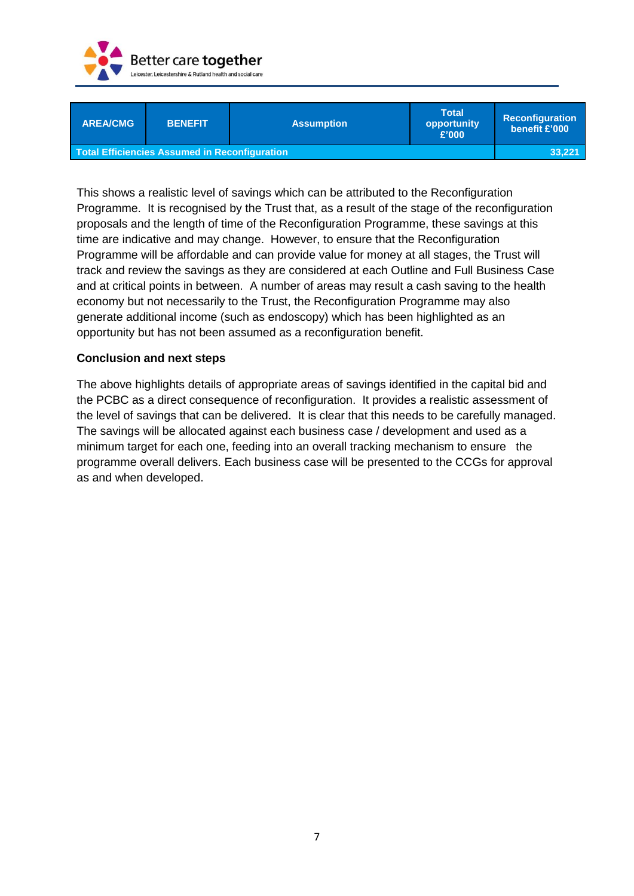| AREA/CMG | BENEFIT | Assumption | Total opportunity £'000 | Reconfiguration benefit £'000 |
| --- | --- | --- | --- | --- |
| Total Efficiencies Assumed in Reconfiguration | | | | 33,221 |

This shows a realistic level of savings which can be attributed to the Reconfiguration Programme. It is recognised by the Trust that, as a result of the stage of the reconfiguration proposals and the length of time of the Reconfiguration Programme, these savings at this time are indicative and may change. However, to ensure that the Reconfiguration Programme will be affordable and can provide value for money at all stages, the Trust will track and review the savings as they are considered at each Outline and Full Business Case and at critical points in between. A number of areas may result a cash saving to the health economy but not necessarily to the Trust, the Reconfiguration Programme may also generate additional income (such as endoscopy) which has been highlighted as an opportunity but has not been assumed as a reconfiguration benefit.

**Conclusion and next steps**

The above highlights details of appropriate areas of savings identified in the capital bid and the PCBC as a direct consequence of reconfiguration. It provides a realistic assessment of the level of savings that can be delivered. It is clear that this needs to be carefully managed. The savings will be allocated against each business case / development and used as a minimum target for each one, feeding into an overall tracking mechanism to ensure the programme overall delivers. Each business case will be presented to the CCGs for approval as and when developed.